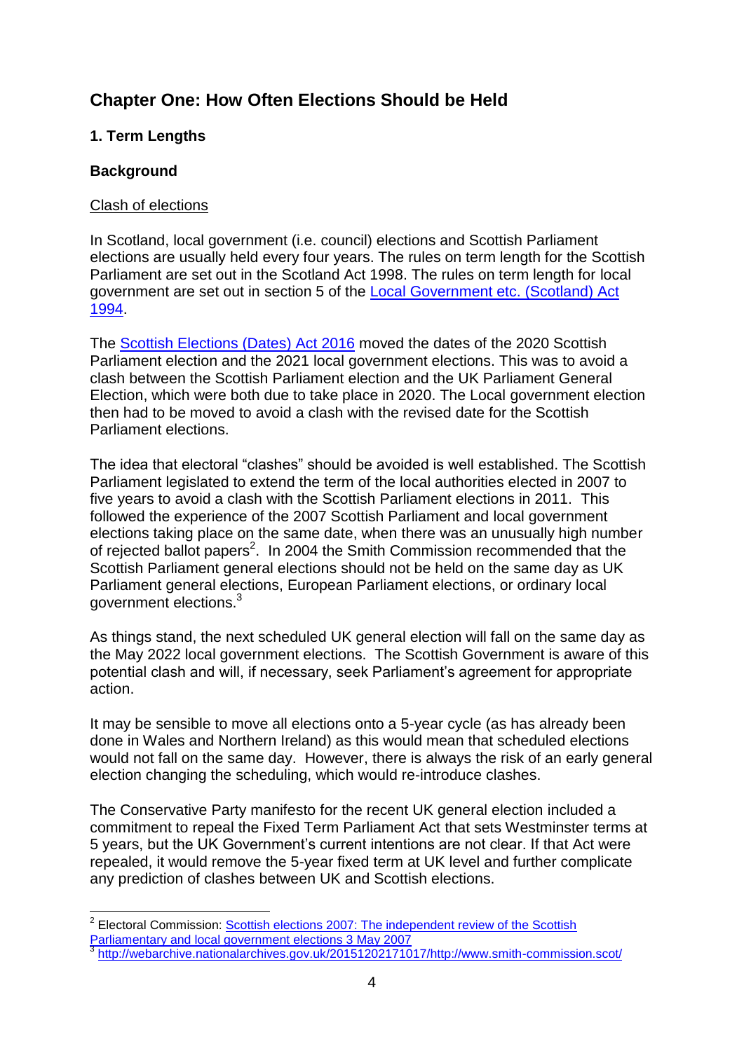## Chapter One: How Often Elections Should be Held

### 1. Term Lengths

**Background**

Clash of elections

In Scotland, local government (i.e. council) elections and Scottish Parliament elections are usually held every four years. The rules on term length for the Scottish Parliament are set out in the Scotland Act 1998. The rules on term length for local government are set out in section 5 of the Local Government etc. (Scotland) Act 1994.

The Scottish Elections (Dates) Act 2016 moved the dates of the 2020 Scottish Parliament election and the 2021 local government elections. This was to avoid a clash between the Scottish Parliament election and the UK Parliament General Election, which were both due to take place in 2020. The Local government election then had to be moved to avoid a clash with the revised date for the Scottish Parliament elections.

The idea that electoral "clashes" should be avoided is well established. The Scottish Parliament legislated to extend the term of the local authorities elected in 2007 to five years to avoid a clash with the Scottish Parliament elections in 2011. This followed the experience of the 2007 Scottish Parliament and local government elections taking place on the same date, when there was an unusually high number of rejected ballot papers[2]. In 2004 the Smith Commission recommended that the Scottish Parliament general elections should not be held on the same day as UK Parliament general elections, European Parliament elections, or ordinary local government elections.[3]

As things stand, the next scheduled UK general election will fall on the same day as the May 2022 local government elections. The Scottish Government is aware of this potential clash and will, if necessary, seek Parliament's agreement for appropriate action.

It may be sensible to move all elections onto a 5-year cycle (as has already been done in Wales and Northern Ireland) as this would mean that scheduled elections would not fall on the same day. However, there is always the risk of an early general election changing the scheduling, which would re-introduce clashes.

The Conservative Party manifesto for the recent UK general election included a commitment to repeal the Fixed Term Parliament Act that sets Westminster terms at 5 years, but the UK Government's current intentions are not clear. If that Act were repealed, it would remove the 5-year fixed term at UK level and further complicate any prediction of clashes between UK and Scottish elections.

---

[2] Electoral Commission: Scottish elections 2007: The independent review of the Scottish Parliamentary and local government elections 3 May 2007

[3] http://webarchive.nationalarchives.gov.uk/20151202171017/http://www.smith-commission.scot/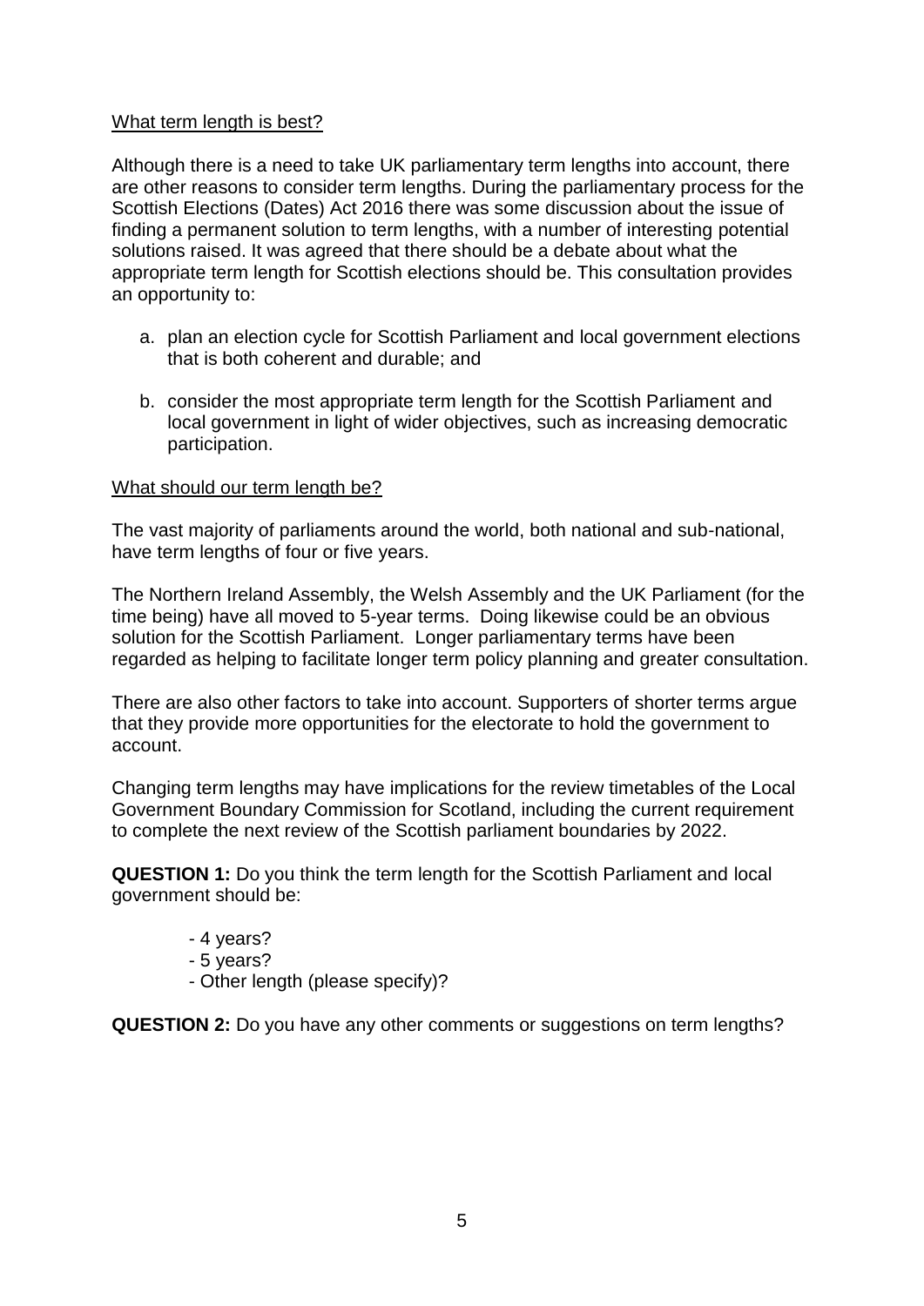What term length is best?

Although there is a need to take UK parliamentary term lengths into account, there are other reasons to consider term lengths. During the parliamentary process for the Scottish Elections (Dates) Act 2016 there was some discussion about the issue of finding a permanent solution to term lengths, with a number of interesting potential solutions raised. It was agreed that there should be a debate about what the appropriate term length for Scottish elections should be. This consultation provides an opportunity to:

a. plan an election cycle for Scottish Parliament and local government elections that is both coherent and durable; and

b. consider the most appropriate term length for the Scottish Parliament and local government in light of wider objectives, such as increasing democratic participation.

What should our term length be?

The vast majority of parliaments around the world, both national and sub-national, have term lengths of four or five years.

The Northern Ireland Assembly, the Welsh Assembly and the UK Parliament (for the time being) have all moved to 5-year terms. Doing likewise could be an obvious solution for the Scottish Parliament. Longer parliamentary terms have been regarded as helping to facilitate longer term policy planning and greater consultation.

There are also other factors to take into account. Supporters of shorter terms argue that they provide more opportunities for the electorate to hold the government to account.

Changing term lengths may have implications for the review timetables of the Local Government Boundary Commission for Scotland, including the current requirement to complete the next review of the Scottish parliament boundaries by 2022.

**QUESTION 1:** Do you think the term length for the Scottish Parliament and local government should be:

- 4 years?
- 5 years?
- Other length (please specify)?

**QUESTION 2:** Do you have any other comments or suggestions on term lengths?